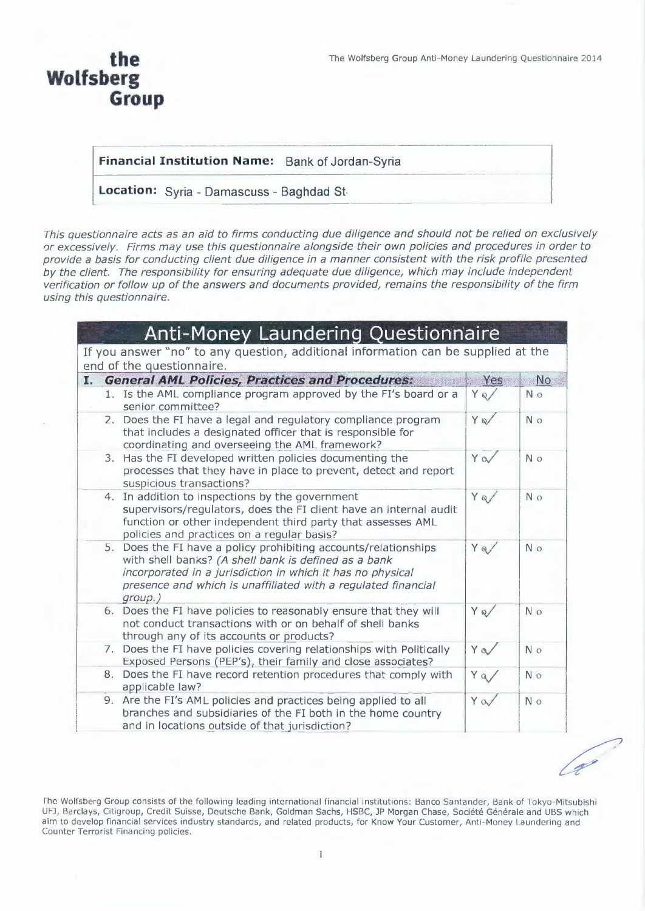# the Wolfsberg Group

**Financial Institution Name:** Bank of Jordan-Syria

**Location:** Syria - Damascuss - Baghdad St

*This questionnaire acts as an aid to firms conducting due diligence and should not be relied on exclusively or excessively. Firms may use this questionnaire alongside their own policies and procedures in order to provide a basis for conducting client due diligence in a manner consistent with the risk profile presented by the client. The responsibility for ensuring adequate due diligence, which may include independent verification or follow up of the answers and documents provided, remains the responsibility of the firm using this questionnaire.*

## Anti-Money Laundering Questionnaire

If you answer "no" to any question, additional information can be supplied at the end of the questionnaire.

| I. *General AML Policies, Practices and Procedures:* | Yes | No |
|---|---|---|
| 1. Is the AML compliance program approved by the FI's board or a senior committee? | Y ✓ | N o |
| 2. Does the FI have a legal and regulatory compliance program that includes a designated officer that is responsible for coordinating and overseeing the AML framework? | Y ✓ | N o |
| 3. Has the FI developed written policies documenting the processes that they have in place to prevent, detect and report suspicious transactions? | Y ✓ | N o |
| 4. In addition to inspections by the government supervisors/regulators, does the FI client have an internal audit function or other independent third party that assesses AML policies and practices on a regular basis? | Y ✓ | N o |
| 5. Does the FI have a policy prohibiting accounts/relationships with shell banks? *(A shell bank is defined as a bank incorporated in a jurisdiction in which it has no physical presence and which is unaffiliated with a regulated financial group.)* | Y ✓ | N o |
| 6. Does the FI have policies to reasonably ensure that they will not conduct transactions with or on behalf of shell banks through any of its accounts or products? | Y ✓ | N o |
| 7. Does the FI have policies covering relationships with Politically Exposed Persons (PEP's), their family and close associates? | Y ✓ | N o |
| 8. Does the FI have record retention procedures that comply with applicable law? | Y ✓ | N o |
| 9. Are the FI's AML policies and practices being applied to all branches and subsidiaries of the FI both in the home country and in locations outside of that jurisdiction? | Y ✓ | N o |

The Wolfsberg Group consists of the following leading international financial institutions: Banco Santander, Bank of Tokyo-Mitsubishi UFJ, Barclays, Citigroup, Credit Suisse, Deutsche Bank, Goldman Sachs, HSBC, JP Morgan Chase, Société Générale and UBS which aim to develop financial services industry standards, and related products, for Know Your Customer, Anti-Money Laundering and Counter Terrorist Financing policies.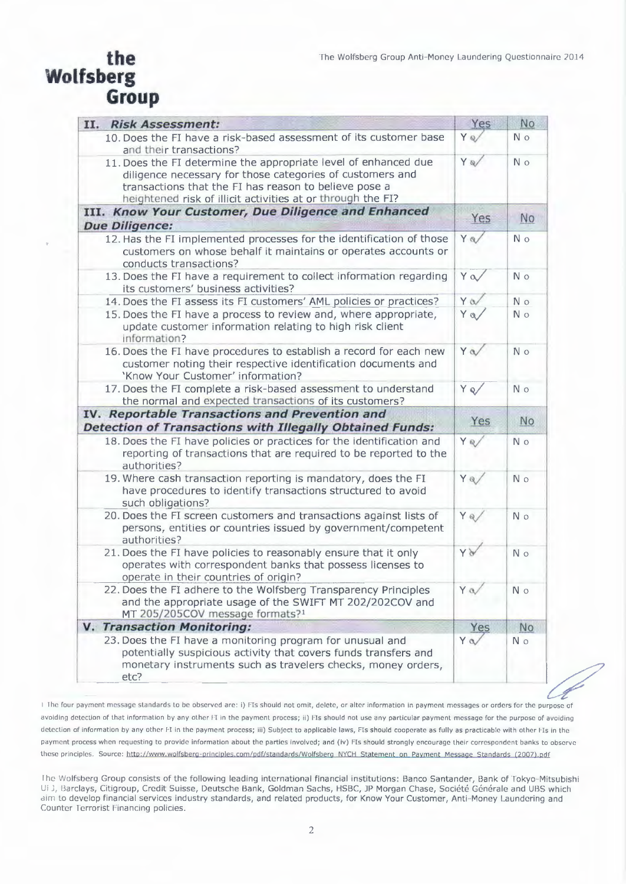| II. *Risk Assessment:* | Yes | No |
|---|---|---|
| 10. Does the FI have a risk-based assessment of its customer base and their transactions? | Y ✓ | N o |
| 11. Does the FI determine the appropriate level of enhanced due diligence necessary for those categories of customers and transactions that the FI has reason to believe pose a heightened risk of illicit activities at or through the FI? | Y ✓ | N o |
| **III. *Know Your Customer, Due Diligence and Enhanced Due Diligence:*** | **Yes** | **No** |
| 12. Has the FI implemented processes for the identification of those customers on whose behalf it maintains or operates accounts or conducts transactions? | Y ✓ | N o |
| 13. Does the FI have a requirement to collect information regarding its customers' business activities? | Y ✓ | N o |
| 14. Does the FI assess its FI customers' AML policies or practices? | Y ✓ | N o |
| 15. Does the FI have a process to review and, where appropriate, update customer information relating to high risk client information? | Y ✓ | N o |
| 16. Does the FI have procedures to establish a record for each new customer noting their respective identification documents and 'Know Your Customer' information? | Y ✓ | N o |
| 17. Does the FI complete a risk-based assessment to understand the normal and expected transactions of its customers? | Y ✓ | N o |
| **IV. *Reportable Transactions and Prevention and Detection of Transactions with Illegally Obtained Funds:*** | **Yes** | **No** |
| 18. Does the FI have policies or practices for the identification and reporting of transactions that are required to be reported to the authorities? | Y ✓ | N o |
| 19. Where cash transaction reporting is mandatory, does the FI have procedures to identify transactions structured to avoid such obligations? | Y ✓ | N o |
| 20. Does the FI screen customers and transactions against lists of persons, entities or countries issued by government/competent authorities? | Y ✓ | N o |
| 21. Does the FI have policies to reasonably ensure that it only operates with correspondent banks that possess licenses to operate in their countries of origin? | Y ✓ | N o |
| 22. Does the FI adhere to the Wolfsberg Transparency Principles and the appropriate usage of the SWIFT MT 202/202COV and MT 205/205COV message formats?[1] | Y ✓ | N o |
| **V. *Transaction Monitoring:*** | **Yes** | **No** |
| 23. Does the FI have a monitoring program for unusual and potentially suspicious activity that covers funds transfers and monetary instruments such as travelers checks, money orders, etc? | Y ✓ | N o |

[1] The four payment message standards to be observed are: i) FIs should not omit, delete, or alter information in payment messages or orders for the purpose of avoiding detection of that information by any other FI in the payment process; ii) FIs should not use any particular payment message for the purpose of avoiding detection of information by any other FI in the payment process; iii) Subject to applicable laws, FIs should cooperate as fully as practicable with other FIs in the payment process when requesting to provide information about the parties involved; and (iv) FIs should strongly encourage their correspondent banks to observe these principles. Source: http://www.wolfsberg-principles.com/pdf/standards/Wolfsberg_NYCH_Statement_on_Payment_Message_Standards_(2007).pdf

The Wolfsberg Group consists of the following leading international financial institutions: Banco Santander, Bank of Tokyo-Mitsubishi UFJ, Barclays, Citigroup, Credit Suisse, Deutsche Bank, Goldman Sachs, HSBC, JP Morgan Chase, Société Générale and UBS which aim to develop financial services industry standards, and related products, for Know Your Customer, Anti-Money Laundering and Counter Terrorist Financing policies.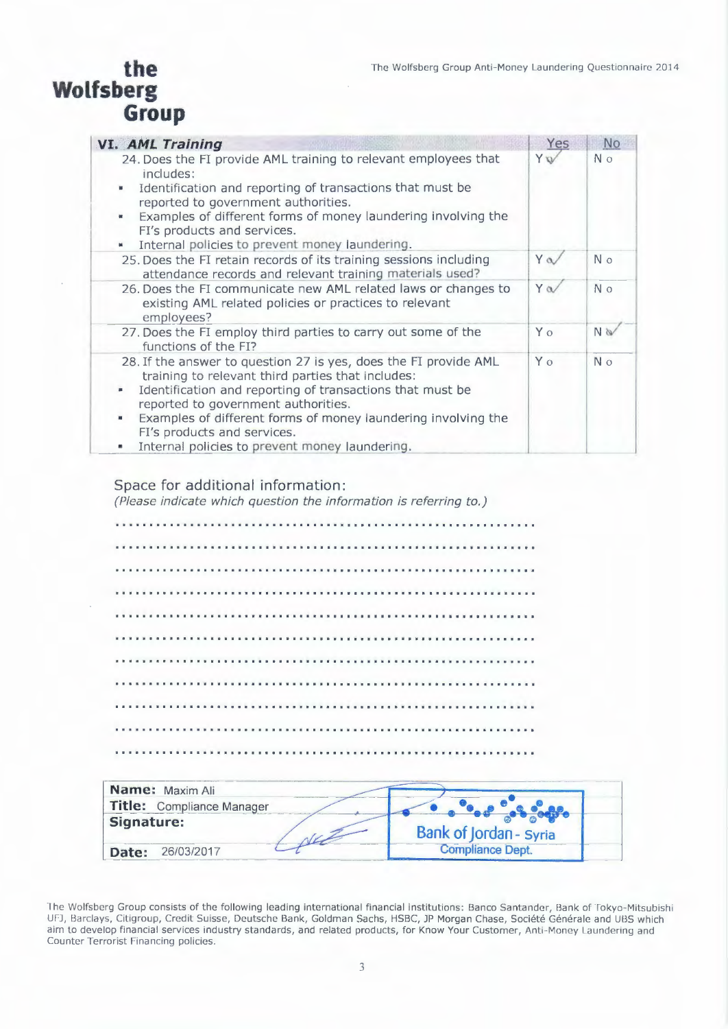**the Wolfsberg Group**

| VI. *AML Training* | Yes | No |
|---|---|---|
| 24. Does the FI provide AML training to relevant employees that includes: <br>▪ Identification and reporting of transactions that must be reported to government authorities.<br>▪ Examples of different forms of money laundering involving the FI's products and services.<br>▪ Internal policies to prevent money laundering. | Y ✓ | N o |
| 25. Does the FI retain records of its training sessions including attendance records and relevant training materials used? | Y ✓ | N o |
| 26. Does the FI communicate new AML related laws or changes to existing AML related policies or practices to relevant employees? | Y ✓ | N o |
| 27. Does the FI employ third parties to carry out some of the functions of the FI? | Y o | N ✓ |
| 28. If the answer to question 27 is yes, does the FI provide AML training to relevant third parties that includes:<br>▪ Identification and reporting of transactions that must be reported to government authorities.<br>▪ Examples of different forms of money laundering involving the FI's products and services.<br>▪ Internal policies to prevent money laundering. | Y o | N o |

Space for additional information:
*(Please indicate which question the information is referring to.)*

...............................................................

...............................................................

...............................................................

...............................................................

...............................................................

...............................................................

...............................................................

...............................................................

...............................................................

...............................................................

...............................................................

| | |
|---|---|
| **Name:** Maxim Ali | |
| **Title:** Compliance Manager | |
| **Signature:** | Bank of Jordan - Syria<br>Compliance Dept. |
| **Date:** 26/03/2017 | |

The Wolfsberg Group consists of the following leading international financial institutions: Banco Santander, Bank of Tokyo-Mitsubishi UFJ, Barclays, Citigroup, Credit Suisse, Deutsche Bank, Goldman Sachs, HSBC, JP Morgan Chase, Société Générale and UBS which aim to develop financial services industry standards, and related products, for Know Your Customer, Anti-Money Laundering and Counter Terrorist Financing policies.